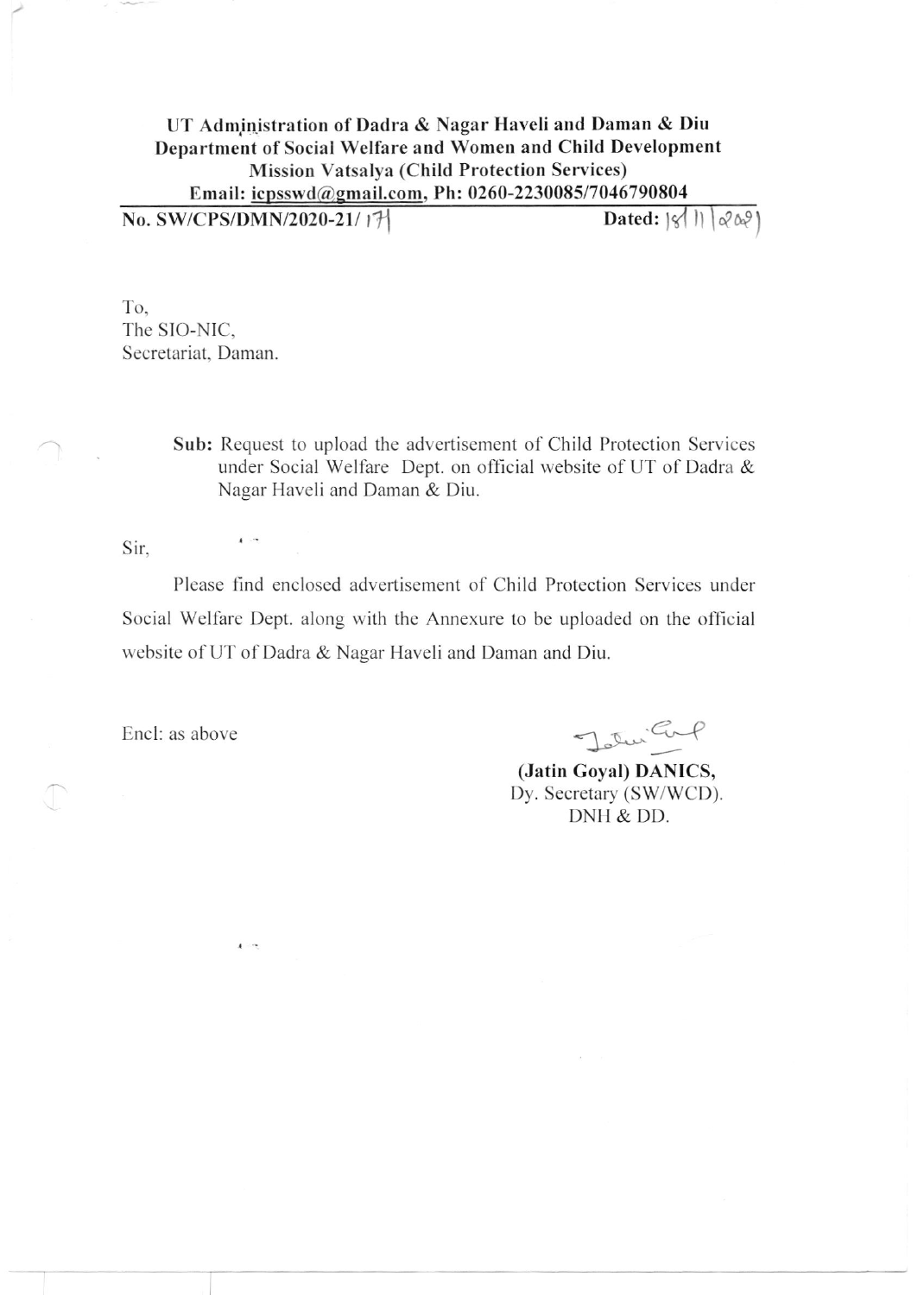**UT Administration of Dadra & Nagar Haveli and Daman & Diu**
**Department of Social Welfare and Women and Child Development**
**Mission Vatsalya (Child Protection Services)**
**Email: icpsswd@gmail.com, Ph: 0260-2230085/7046790804**

**No. SW/CPS/DMN/2020-21/ 171** | **Dated: 18/11/2021**

To,
The SIO-NIC,
Secretariat, Daman.

**Sub:** Request to upload the advertisement of Child Protection Services under Social Welfare Dept. on official website of UT of Dadra & Nagar Haveli and Daman & Diu.

Sir,

Please find enclosed advertisement of Child Protection Services under Social Welfare Dept. along with the Annexure to be uploaded on the official website of UT of Dadra & Nagar Haveli and Daman and Diu.

Encl: as above

**(Jatin Goyal) DANICS,**
Dy. Secretary (SW/WCD).
DNH & DD.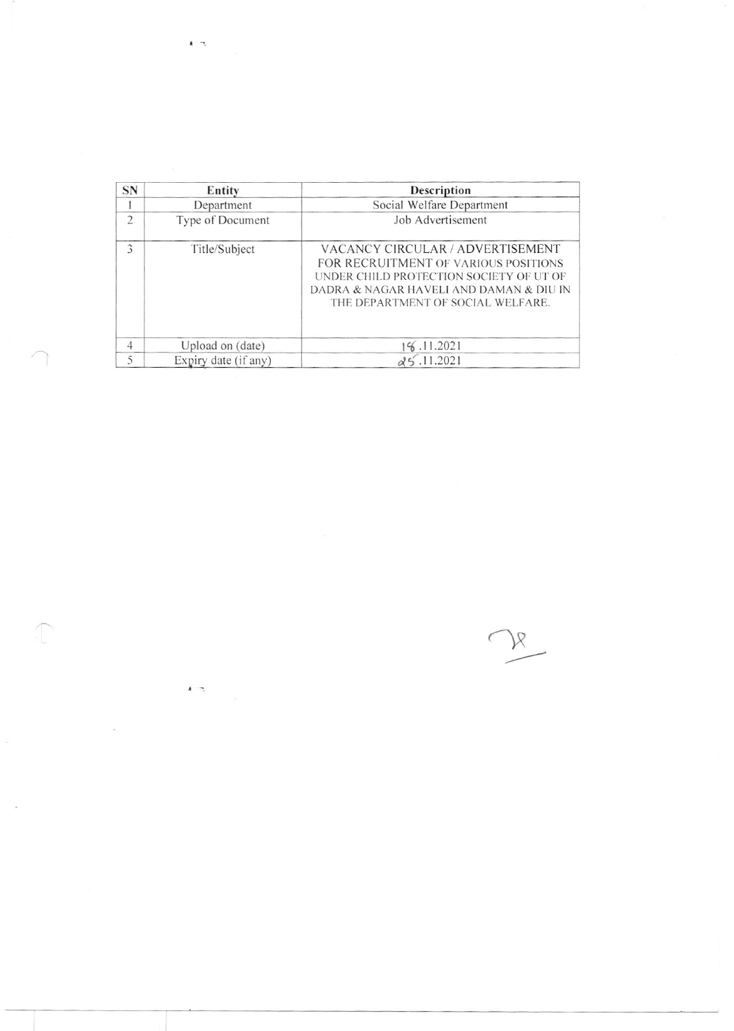| SN | Entity | Description |
|---|---|---|
| 1 | Department | Social Welfare Department |
| 2 | Type of Document | Job Advertisement |
| 3 | Title/Subject | VACANCY CIRCULAR / ADVERTISEMENT FOR RECRUITMENT OF VARIOUS POSITIONS UNDER CHILD PROTECTION SOCIETY OF UT OF DADRA & NAGAR HAVELI AND DAMAN & DIU IN THE DEPARTMENT OF SOCIAL WELFARE. |
| 4 | Upload on (date) | 18.11.2021 |
| 5 | Expiry date (if any) | 25.11.2021 |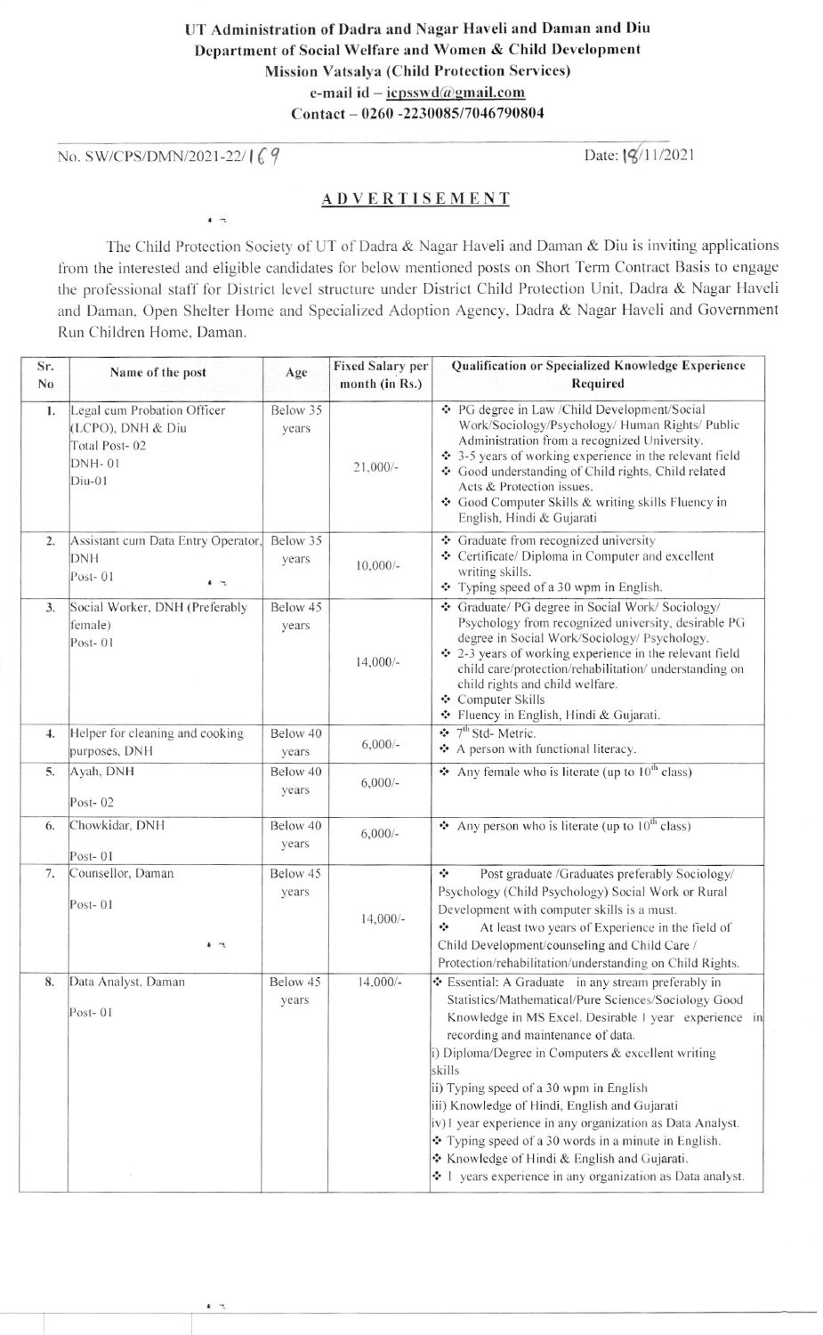**UT Administration of Dadra and Nagar Haveli and Daman and Diu**
**Department of Social Welfare and Women & Child Development**
**Mission Vatsalya (Child Protection Services)**
**e-mail id – icpsswd@gmail.com**
**Contact – 0260 -2230085/7046790804**

No. SW/CPS/DMN/2021-22/169 Date: 18/11/2021

## ADVERTISEMENT

The Child Protection Society of UT of Dadra & Nagar Haveli and Daman & Diu is inviting applications from the interested and eligible candidates for below mentioned posts on Short Term Contract Basis to engage the professional staff for District level structure under District Child Protection Unit, Dadra & Nagar Haveli and Daman, Open Shelter Home and Specialized Adoption Agency, Dadra & Nagar Haveli and Government Run Children Home, Daman.

| Sr. No | Name of the post | Age | Fixed Salary per month (in Rs.) | Qualification or Specialized Knowledge Experience Required |
|---|---|---|---|---|
| 1. | Legal cum Probation Officer (LCPO), DNH & Diu<br>Total Post- 02<br>DNH- 01<br>Diu-01 | Below 35 years | 21,000/- | ❖ PG degree in Law /Child Development/Social Work/Sociology/Psychology/ Human Rights/ Public Administration from a recognized University.<br>❖ 3-5 years of working experience in the relevant field<br>❖ Good understanding of Child rights, Child related Acts & Protection issues.<br>❖ Good Computer Skills & writing skills Fluency in English, Hindi & Gujarati |
| 2. | Assistant cum Data Entry Operator, DNH<br>Post- 01 | Below 35 years | 10,000/- | ❖ Graduate from recognized university<br>❖ Certificate/ Diploma in Computer and excellent writing skills.<br>❖ Typing speed of a 30 wpm in English. |
| 3. | Social Worker, DNH (Preferably female)<br>Post- 01 | Below 45 years | 14,000/- | ❖ Graduate/ PG degree in Social Work/ Sociology/ Psychology from recognized university, desirable PG degree in Social Work/Sociology/ Psychology.<br>❖ 2-3 years of working experience in the relevant field child care/protection/rehabilitation/ understanding on child rights and child welfare.<br>❖ Computer Skills<br>❖ Fluency in English, Hindi & Gujarati. |
| 4. | Helper for cleaning and cooking purposes, DNH | Below 40 years | 6,000/- | ❖ 7th Std- Metric.<br>❖ A person with functional literacy. |
| 5. | Ayah, DNH<br>Post- 02 | Below 40 years | 6,000/- | ❖ Any female who is literate (up to 10th class) |
| 6. | Chowkidar, DNH<br>Post- 01 | Below 40 years | 6,000/- | ❖ Any person who is literate (up to 10th class) |
| 7. | Counsellor, Daman<br>Post- 01 | Below 45 years | 14,000/- | ❖ Post graduate /Graduates preferably Sociology/ Psychology (Child Psychology) Social Work or Rural Development with computer skills is a must.<br>❖ At least two years of Experience in the field of Child Development/counseling and Child Care / Protection/rehabilitation/understanding on Child Rights. |
| 8. | Data Analyst, Daman<br>Post- 01 | Below 45 years | 14,000/- | ❖ Essential: A Graduate in any stream preferably in Statistics/Mathematical/Pure Sciences/Sociology Good Knowledge in MS Excel. Desirable 1 year experience in recording and maintenance of data.<br>i) Diploma/Degree in Computers & excellent writing skills<br>ii) Typing speed of a 30 wpm in English<br>iii) Knowledge of Hindi, English and Gujarati<br>iv) 1 year experience in any organization as Data Analyst.<br>❖ Typing speed of a 30 words in a minute in English.<br>❖ Knowledge of Hindi & English and Gujarati.<br>❖ 1 years experience in any organization as Data analyst. |